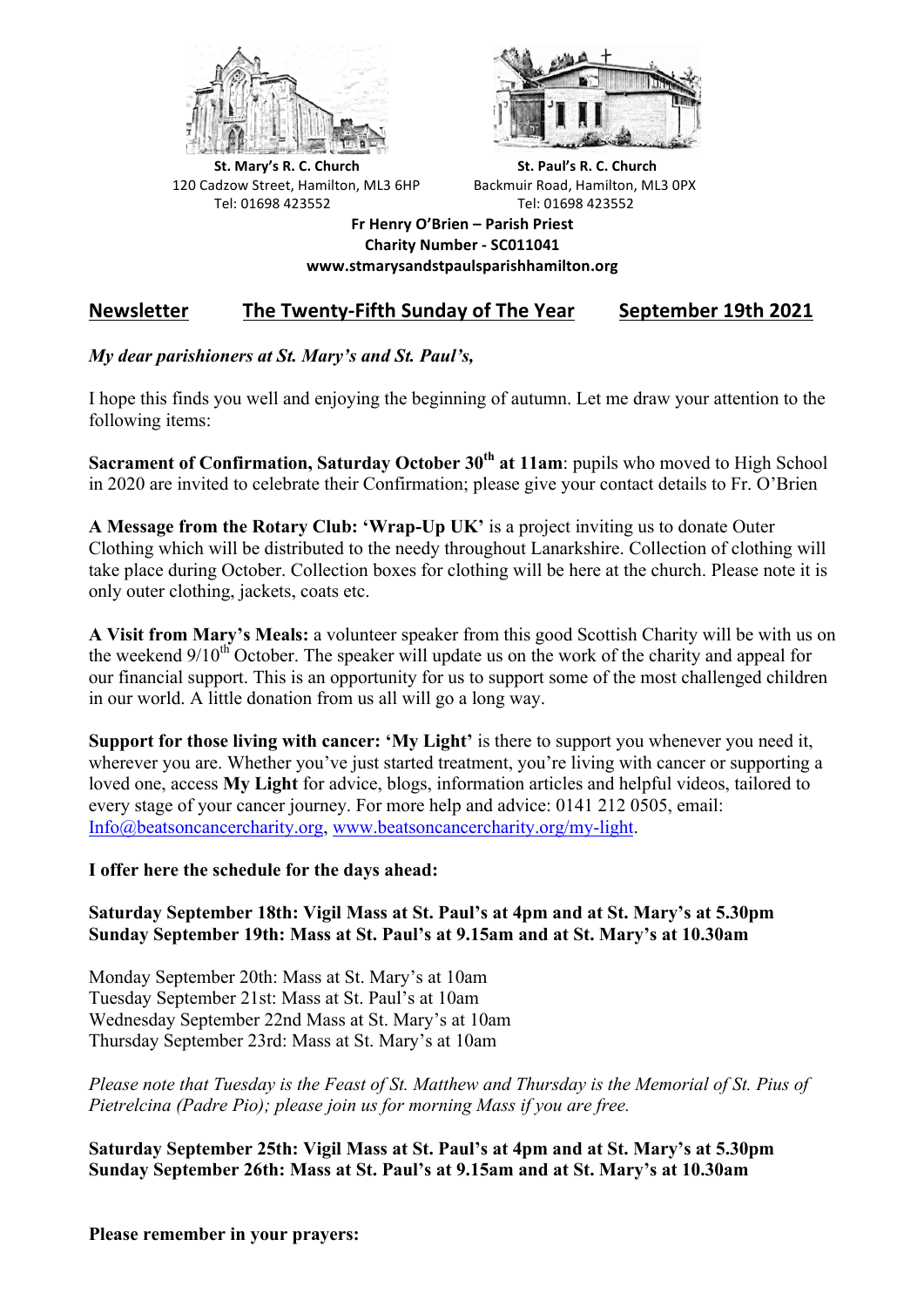**St. Mary's R. C. Church**
120 Cadzow Street, Hamilton, ML3 6HP
Tel: 01698 423552

**St. Paul's R. C. Church**
Backmuir Road, Hamilton, ML3 0PX
Tel: 01698 423552

**Fr Henry O'Brien – Parish Priest**
**Charity Number - SC011041**
**www.stmarysandstpaulsparishhamilton.org**

## Newsletter — The Twenty-Fifth Sunday of The Year — September 19th 2021

*My dear parishioners at St. Mary's and St. Paul's,*

I hope this finds you well and enjoying the beginning of autumn. Let me draw your attention to the following items:

**Sacrament of Confirmation, Saturday October 30th at 11am**: pupils who moved to High School in 2020 are invited to celebrate their Confirmation; please give your contact details to Fr. O'Brien

**A Message from the Rotary Club: 'Wrap-Up UK'** is a project inviting us to donate Outer Clothing which will be distributed to the needy throughout Lanarkshire. Collection of clothing will take place during October. Collection boxes for clothing will be here at the church. Please note it is only outer clothing, jackets, coats etc.

**A Visit from Mary's Meals:** a volunteer speaker from this good Scottish Charity will be with us on the weekend 9/10th October. The speaker will update us on the work of the charity and appeal for our financial support. This is an opportunity for us to support some of the most challenged children in our world. A little donation from us all will go a long way.

**Support for those living with cancer: 'My Light'** is there to support you whenever you need it, wherever you are. Whether you've just started treatment, you're living with cancer or supporting a loved one, access **My Light** for advice, blogs, information articles and helpful videos, tailored to every stage of your cancer journey. For more help and advice: 0141 212 0505, email: Info@beatsoncancercharity.org, www.beatsoncancercharity.org/my-light.

**I offer here the schedule for the days ahead:**

**Saturday September 18th: Vigil Mass at St. Paul's at 4pm and at St. Mary's at 5.30pm**
**Sunday September 19th: Mass at St. Paul's at 9.15am and at St. Mary's at 10.30am**

Monday September 20th: Mass at St. Mary's at 10am
Tuesday September 21st: Mass at St. Paul's at 10am
Wednesday September 22nd Mass at St. Mary's at 10am
Thursday September 23rd: Mass at St. Mary's at 10am

*Please note that Tuesday is the Feast of St. Matthew and Thursday is the Memorial of St. Pius of Pietrelcina (Padre Pio); please join us for morning Mass if you are free.*

**Saturday September 25th: Vigil Mass at St. Paul's at 4pm and at St. Mary's at 5.30pm**
**Sunday September 26th: Mass at St. Paul's at 9.15am and at St. Mary's at 10.30am**

**Please remember in your prayers:**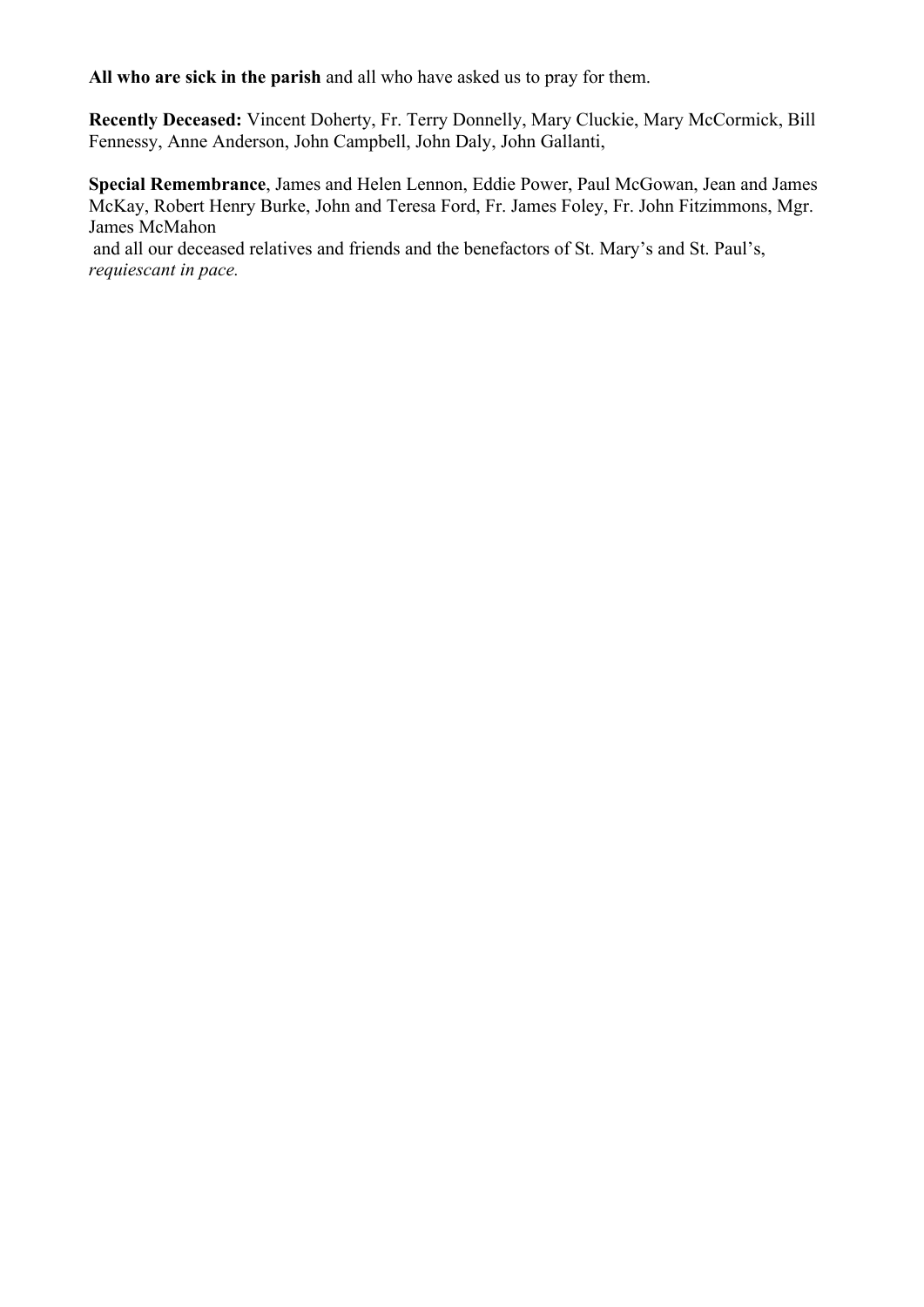**All who are sick in the parish** and all who have asked us to pray for them.

**Recently Deceased:** Vincent Doherty, Fr. Terry Donnelly, Mary Cluckie, Mary McCormick, Bill Fennessy, Anne Anderson, John Campbell, John Daly, John Gallanti,

**Special Remembrance**, James and Helen Lennon, Eddie Power, Paul McGowan, Jean and James McKay, Robert Henry Burke, John and Teresa Ford, Fr. James Foley, Fr. John Fitzimmons, Mgr. James McMahon
and all our deceased relatives and friends and the benefactors of St. Mary's and St. Paul's, *requiescant in pace.*